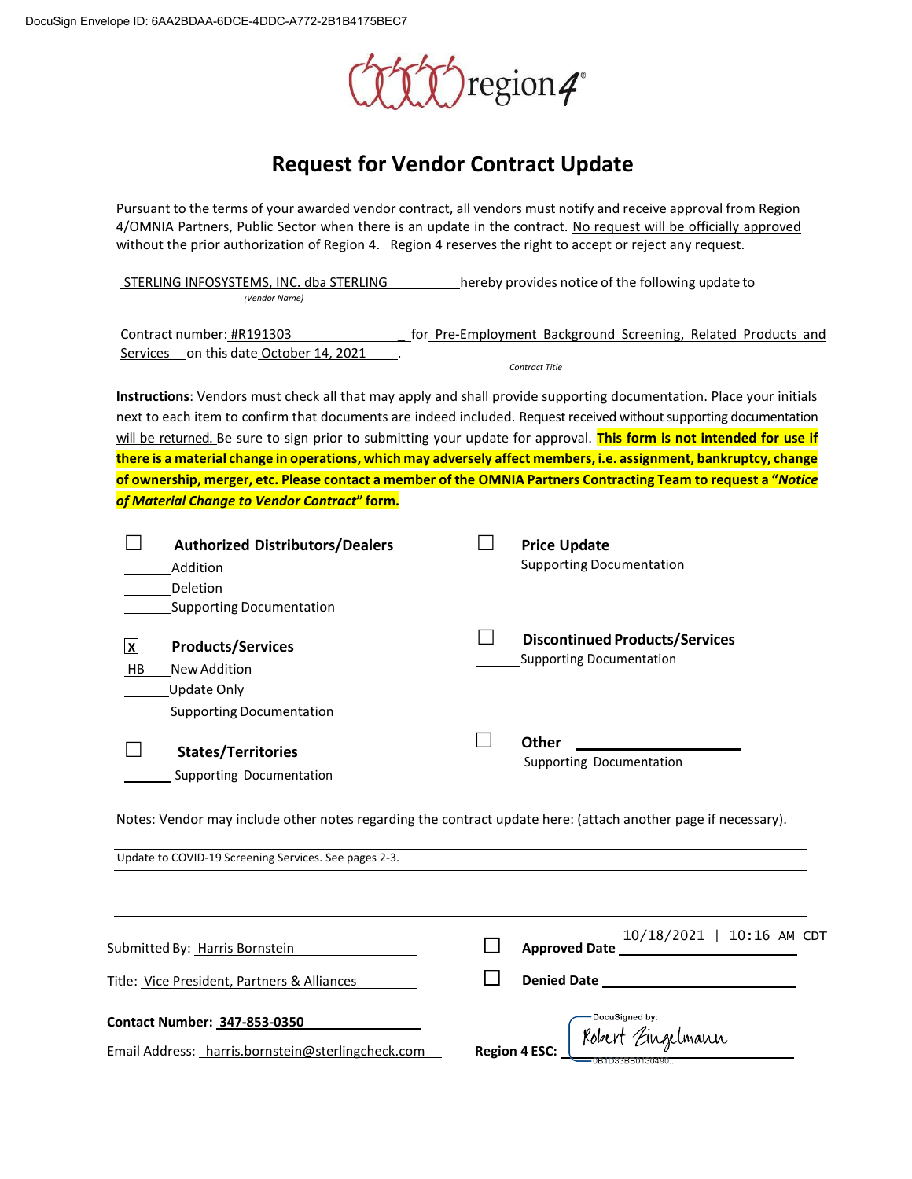DocuSign Envelope ID: 6AA2BDAA-6DCE-4DDC-A772-2B1B4175BEC7

region4

# Request for Vendor Contract Update

Pursuant to the terms of your awarded vendor contract, all vendors must notify and receive approval from Region 4/OMNIA Partners, Public Sector when there is an update in the contract. No request will be officially approved without the prior authorization of Region 4. Region 4 reserves the right to accept or reject any request.

STERLING INFOSYSTEMS, INC. dba STERLING hereby provides notice of the following update to
*(Vendor Name)*

Contract number: #R191303 for Pre-Employment Background Screening, Related Products and Services on this date October 14, 2021.
*Contract Title*

**Instructions**: Vendors must check all that may apply and shall provide supporting documentation. Place your initials next to each item to confirm that documents are indeed included. Request received without supporting documentation will be returned. Be sure to sign prior to submitting your update for approval. **This form is not intended for use if there is a material change in operations, which may adversely affect members, i.e. assignment, bankruptcy, change of ownership, merger, etc. Please contact a member of the OMNIA Partners Contracting Team to request a "*Notice of Material Change to Vendor Contract*" form.**

☐ **Authorized Distributors/Dealers**
______ Addition
______ Deletion
______ Supporting Documentation

☒ **Products/Services**
HB New Addition
______ Update Only
______ Supporting Documentation

☐ **States/Territories**
______ Supporting Documentation

☐ **Price Update**
______ Supporting Documentation

☐ **Discontinued Products/Services**
______ Supporting Documentation

☐ **Other** ______________________
______ Supporting Documentation

Notes: Vendor may include other notes regarding the contract update here: (attach another page if necessary).

Update to COVID-19 Screening Services. See pages 2-3.

Submitted By: Harris Bornstein

Title: Vice President, Partners & Alliances

**Contact Number: 347-853-0350**

Email Address: harris.bornstein@sterlingcheck.com

☐ **Approved Date** 10/18/2021 | 10:16 AM CDT

☐ **Denied Date** ______________________

**Region 4 ESC:** DocuSigned by: Robert Zingelmann
0B7D33BB0130490...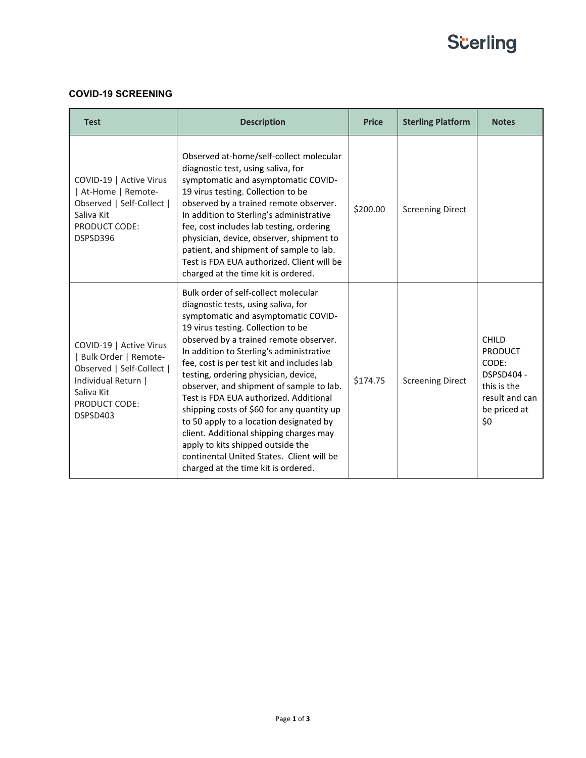## COVID-19 SCREENING

| Test | Description | Price | Sterling Platform | Notes |
|---|---|---|---|---|
| COVID-19 \| Active Virus \| At-Home \| Remote-Observed \| Self-Collect \| Saliva Kit PRODUCT CODE: DSPSD396 | Observed at-home/self-collect molecular diagnostic test, using saliva, for symptomatic and asymptomatic COVID-19 virus testing. Collection to be observed by a trained remote observer. In addition to Sterling's administrative fee, cost includes lab testing, ordering physician, device, observer, shipment to patient, and shipment of sample to lab. Test is FDA EUA authorized. Client will be charged at the time kit is ordered. | $200.00 | Screening Direct | |
| COVID-19 \| Active Virus \| Bulk Order \| Remote-Observed \| Self-Collect \| Individual Return \| Saliva Kit PRODUCT CODE: DSPSD403 | Bulk order of self-collect molecular diagnostic tests, using saliva, for symptomatic and asymptomatic COVID-19 virus testing. Collection to be observed by a trained remote observer. In addition to Sterling's administrative fee, cost is per test kit and includes lab testing, ordering physician, device, observer, and shipment of sample to lab. Test is FDA EUA authorized. Additional shipping costs of $60 for any quantity up to 50 apply to a location designated by client. Additional shipping charges may apply to kits shipped outside the continental United States. Client will be charged at the time kit is ordered. | $174.75 | Screening Direct | CHILD PRODUCT CODE: DSPSD404 - this is the result and can be priced at $0 |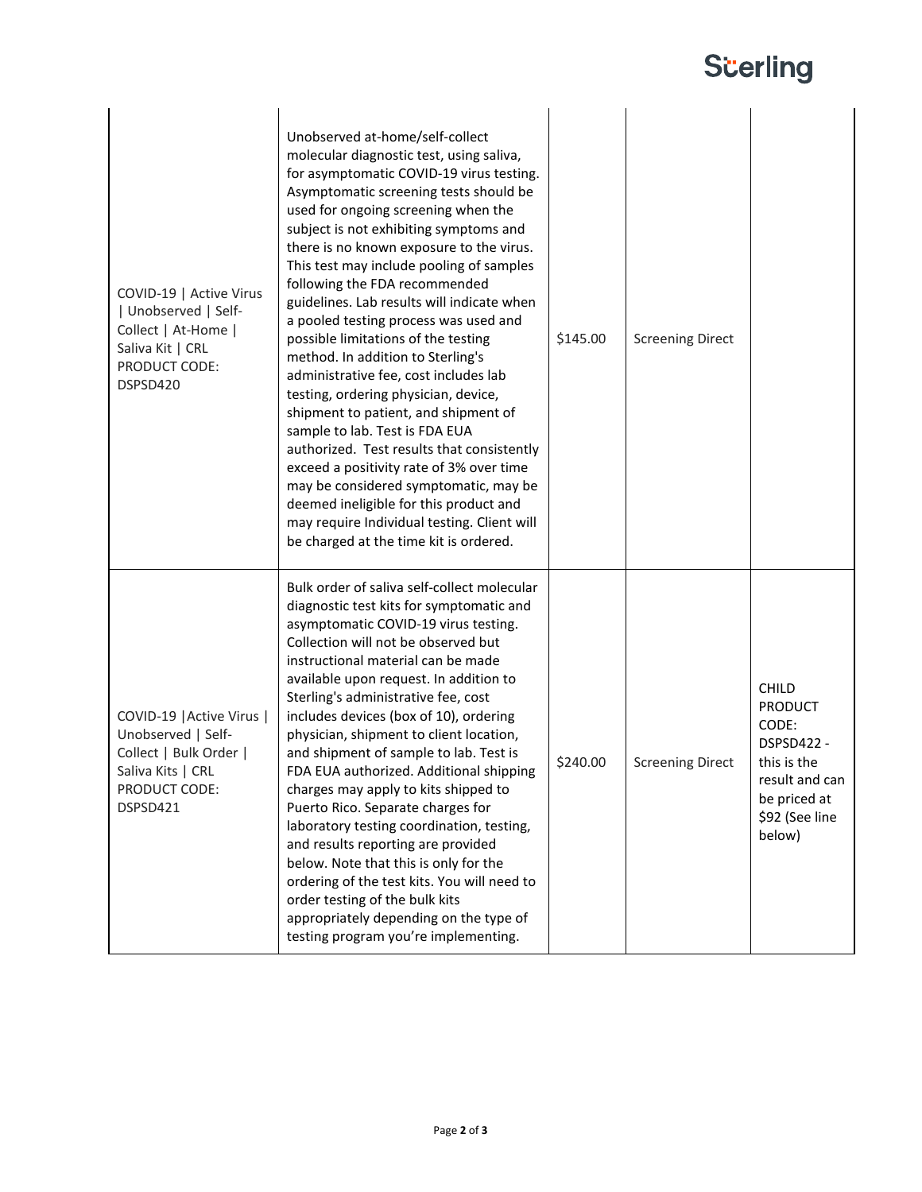| | | | | |
|---|---|---|---|---|
| COVID-19 \| Active Virus \| Unobserved \| Self-Collect \| At-Home \| Saliva Kit \| CRL PRODUCT CODE: DSPSD420 | Unobserved at-home/self-collect molecular diagnostic test, using saliva, for asymptomatic COVID-19 virus testing. Asymptomatic screening tests should be used for ongoing screening when the subject is not exhibiting symptoms and there is no known exposure to the virus. This test may include pooling of samples following the FDA recommended guidelines. Lab results will indicate when a pooled testing process was used and possible limitations of the testing method. In addition to Sterling's administrative fee, cost includes lab testing, ordering physician, device, shipment to patient, and shipment of sample to lab. Test is FDA EUA authorized. Test results that consistently exceed a positivity rate of 3% over time may be considered symptomatic, may be deemed ineligible for this product and may require Individual testing. Client will be charged at the time kit is ordered. | $145.00 | Screening Direct | |
| COVID-19 \|Active Virus \| Unobserved \| Self-Collect \| Bulk Order \| Saliva Kits \| CRL PRODUCT CODE: DSPSD421 | Bulk order of saliva self-collect molecular diagnostic test kits for symptomatic and asymptomatic COVID-19 virus testing. Collection will not be observed but instructional material can be made available upon request. In addition to Sterling's administrative fee, cost includes devices (box of 10), ordering physician, shipment to client location, and shipment of sample to lab. Test is FDA EUA authorized. Additional shipping charges may apply to kits shipped to Puerto Rico. Separate charges for laboratory testing coordination, testing, and results reporting are provided below. Note that this is only for the ordering of the test kits. You will need to order testing of the bulk kits appropriately depending on the type of testing program you're implementing. | $240.00 | Screening Direct | CHILD PRODUCT CODE: DSPSD422 - this is the result and can be priced at $92 (See line below) |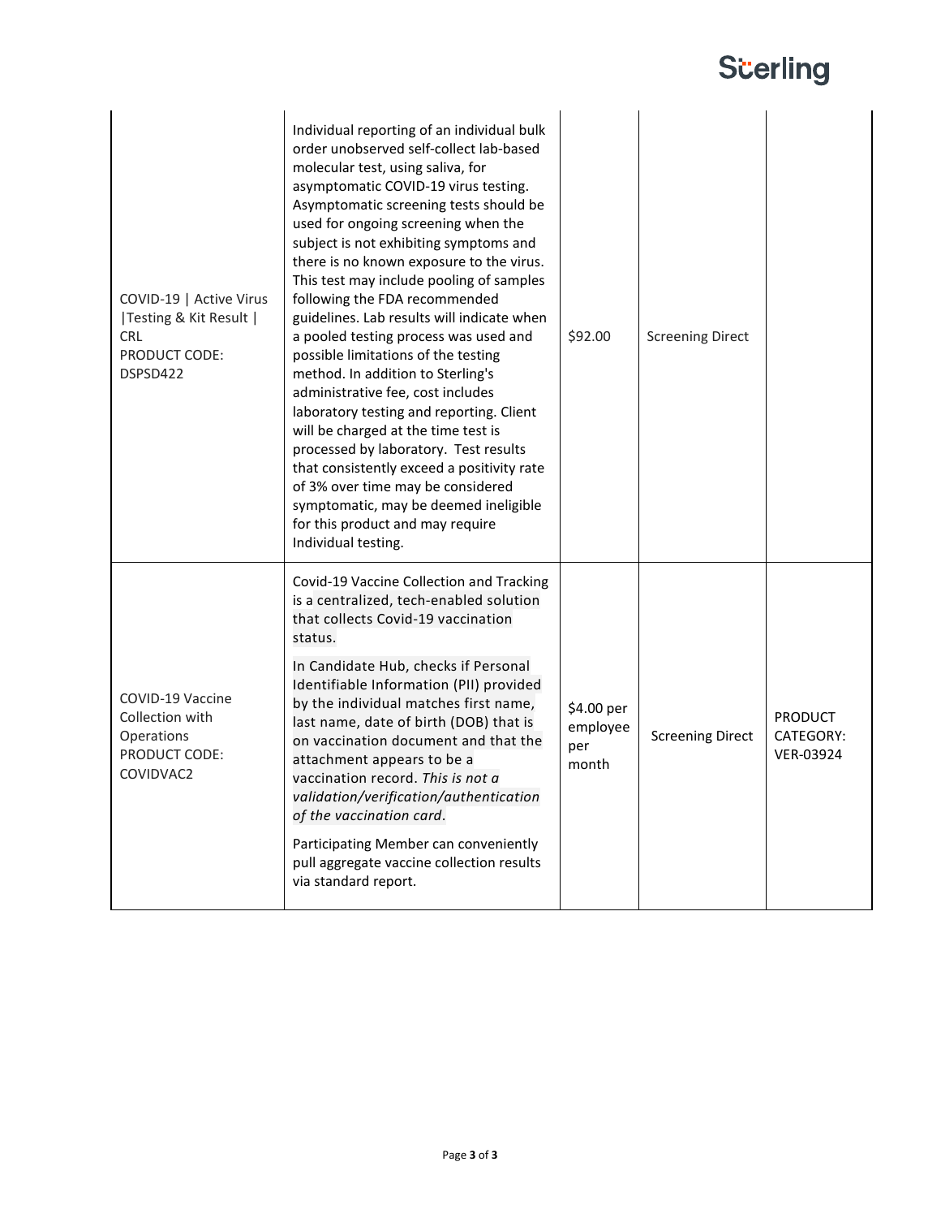| | | | | |
|---|---|---|---|---|
| COVID-19 \| Active Virus \|Testing & Kit Result \| CRL<br>PRODUCT CODE: DSPSD422 | Individual reporting of an individual bulk order unobserved self-collect lab-based molecular test, using saliva, for asymptomatic COVID-19 virus testing. Asymptomatic screening tests should be used for ongoing screening when the subject is not exhibiting symptoms and there is no known exposure to the virus. This test may include pooling of samples following the FDA recommended guidelines. Lab results will indicate when a pooled testing process was used and possible limitations of the testing method. In addition to Sterling's administrative fee, cost includes laboratory testing and reporting. Client will be charged at the time test is processed by laboratory. Test results that consistently exceed a positivity rate of 3% over time may be considered symptomatic, may be deemed ineligible for this product and may require Individual testing. | $92.00 | Screening Direct | |
| COVID-19 Vaccine Collection with Operations<br>PRODUCT CODE: COVIDVAC2 | Covid-19 Vaccine Collection and Tracking is a centralized, tech-enabled solution that collects Covid-19 vaccination status.<br><br>In Candidate Hub, checks if Personal Identifiable Information (PII) provided by the individual matches first name, last name, date of birth (DOB) that is on vaccination document and that the attachment appears to be a vaccination record. *This is not a validation/verification/authentication of the vaccination card.*<br><br>Participating Member can conveniently pull aggregate vaccine collection results via standard report. | $4.00 per employee per month | Screening Direct | PRODUCT CATEGORY: VER-03924 |